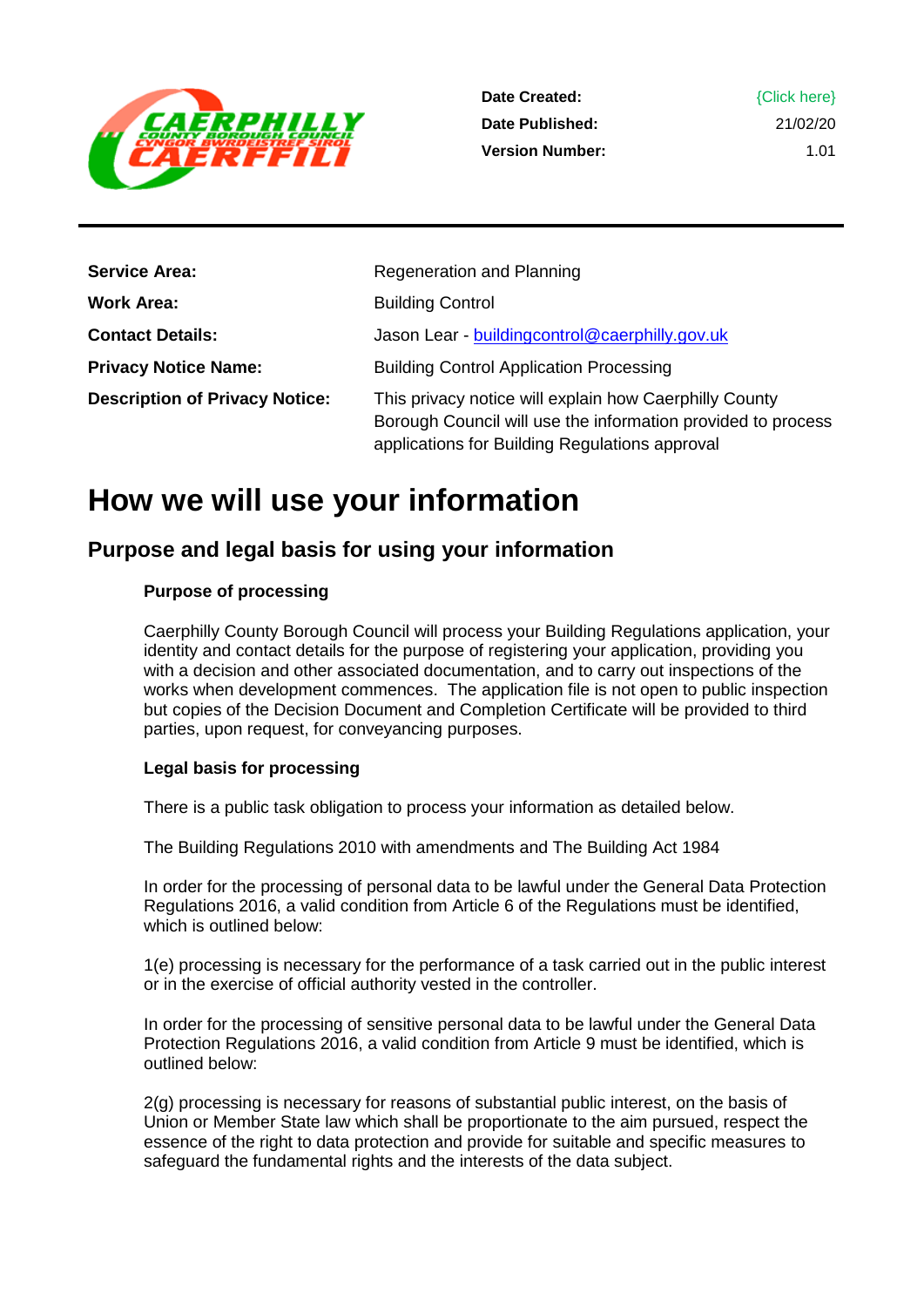| | |
|---|---|
| **Date Created:** | {Click here} |
| **Date Published:** | 21/02/20 |
| **Version Number:** | 1.01 |

| | |
|---|---|
| **Service Area:** | Regeneration and Planning |
| **Work Area:** | Building Control |
| **Contact Details:** | Jason Lear - buildingcontrol@caerphilly.gov.uk |
| **Privacy Notice Name:** | Building Control Application Processing |
| **Description of Privacy Notice:** | This privacy notice will explain how Caerphilly County Borough Council will use the information provided to process applications for Building Regulations approval |

# How we will use your information

## Purpose and legal basis for using your information

### Purpose of processing

Caerphilly County Borough Council will process your Building Regulations application, your identity and contact details for the purpose of registering your application, providing you with a decision and other associated documentation, and to carry out inspections of the works when development commences. The application file is not open to public inspection but copies of the Decision Document and Completion Certificate will be provided to third parties, upon request, for conveyancing purposes.

### Legal basis for processing

There is a public task obligation to process your information as detailed below.

The Building Regulations 2010 with amendments and The Building Act 1984

In order for the processing of personal data to be lawful under the General Data Protection Regulations 2016, a valid condition from Article 6 of the Regulations must be identified, which is outlined below:

1(e) processing is necessary for the performance of a task carried out in the public interest or in the exercise of official authority vested in the controller.

In order for the processing of sensitive personal data to be lawful under the General Data Protection Regulations 2016, a valid condition from Article 9 must be identified, which is outlined below:

2(g) processing is necessary for reasons of substantial public interest, on the basis of Union or Member State law which shall be proportionate to the aim pursued, respect the essence of the right to data protection and provide for suitable and specific measures to safeguard the fundamental rights and the interests of the data subject.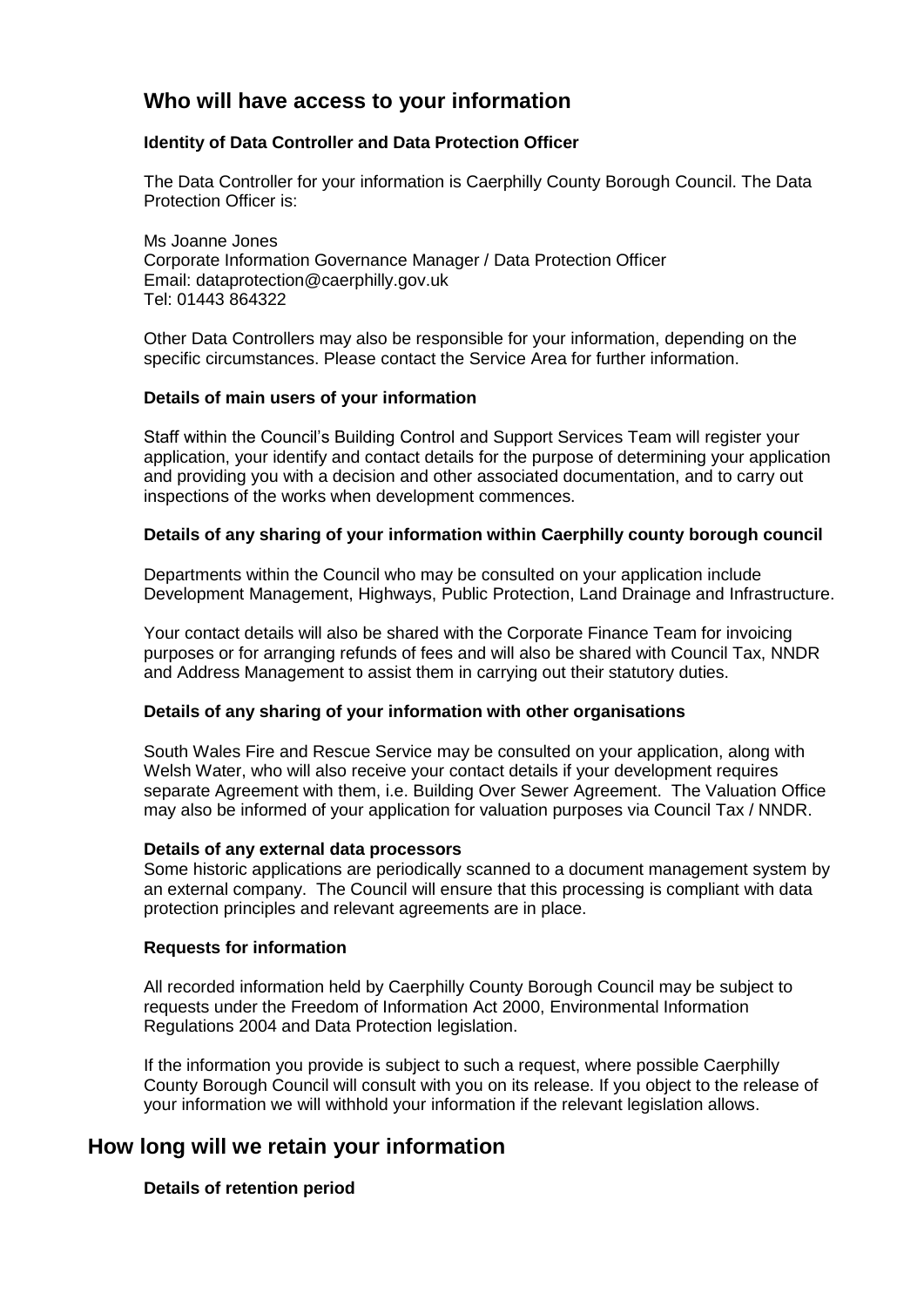## Who will have access to your information

### Identity of Data Controller and Data Protection Officer

The Data Controller for your information is Caerphilly County Borough Council. The Data Protection Officer is:

Ms Joanne Jones
Corporate Information Governance Manager / Data Protection Officer
Email: dataprotection@caerphilly.gov.uk
Tel: 01443 864322

Other Data Controllers may also be responsible for your information, depending on the specific circumstances. Please contact the Service Area for further information.

### Details of main users of your information

Staff within the Council's Building Control and Support Services Team will register your application, your identify and contact details for the purpose of determining your application and providing you with a decision and other associated documentation, and to carry out inspections of the works when development commences.

### Details of any sharing of your information within Caerphilly county borough council

Departments within the Council who may be consulted on your application include Development Management, Highways, Public Protection, Land Drainage and Infrastructure.

Your contact details will also be shared with the Corporate Finance Team for invoicing purposes or for arranging refunds of fees and will also be shared with Council Tax, NNDR and Address Management to assist them in carrying out their statutory duties.

### Details of any sharing of your information with other organisations

South Wales Fire and Rescue Service may be consulted on your application, along with Welsh Water, who will also receive your contact details if your development requires separate Agreement with them, i.e. Building Over Sewer Agreement. The Valuation Office may also be informed of your application for valuation purposes via Council Tax / NNDR.

### Details of any external data processors

Some historic applications are periodically scanned to a document management system by an external company. The Council will ensure that this processing is compliant with data protection principles and relevant agreements are in place.

### Requests for information

All recorded information held by Caerphilly County Borough Council may be subject to requests under the Freedom of Information Act 2000, Environmental Information Regulations 2004 and Data Protection legislation.

If the information you provide is subject to such a request, where possible Caerphilly County Borough Council will consult with you on its release. If you object to the release of your information we will withhold your information if the relevant legislation allows.

## How long will we retain your information

### Details of retention period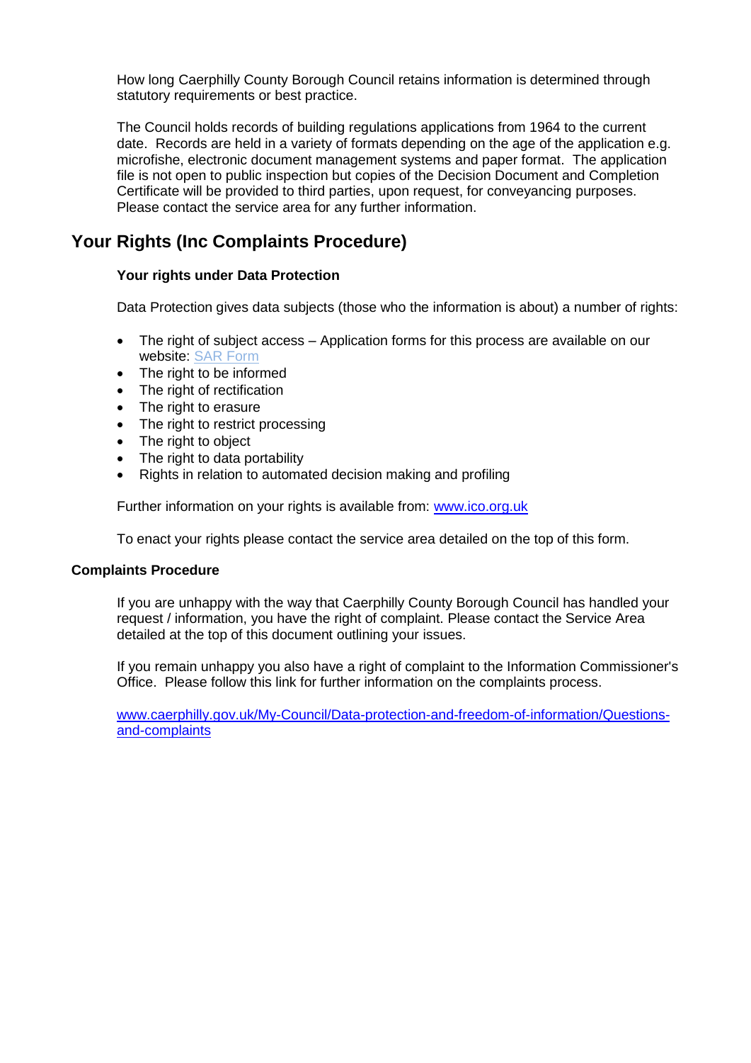How long Caerphilly County Borough Council retains information is determined through statutory requirements or best practice.

The Council holds records of building regulations applications from 1964 to the current date. Records are held in a variety of formats depending on the age of the application e.g. microfishe, electronic document management systems and paper format. The application file is not open to public inspection but copies of the Decision Document and Completion Certificate will be provided to third parties, upon request, for conveyancing purposes. Please contact the service area for any further information.

## Your Rights (Inc Complaints Procedure)

### Your rights under Data Protection

Data Protection gives data subjects (those who the information is about) a number of rights:

- The right of subject access – Application forms for this process are available on our website: SAR Form
- The right to be informed
- The right of rectification
- The right to erasure
- The right to restrict processing
- The right to object
- The right to data portability
- Rights in relation to automated decision making and profiling

Further information on your rights is available from: www.ico.org.uk

To enact your rights please contact the service area detailed on the top of this form.

### Complaints Procedure

If you are unhappy with the way that Caerphilly County Borough Council has handled your request / information, you have the right of complaint. Please contact the Service Area detailed at the top of this document outlining your issues.

If you remain unhappy you also have a right of complaint to the Information Commissioner's Office. Please follow this link for further information on the complaints process.

www.caerphilly.gov.uk/My-Council/Data-protection-and-freedom-of-information/Questions-and-complaints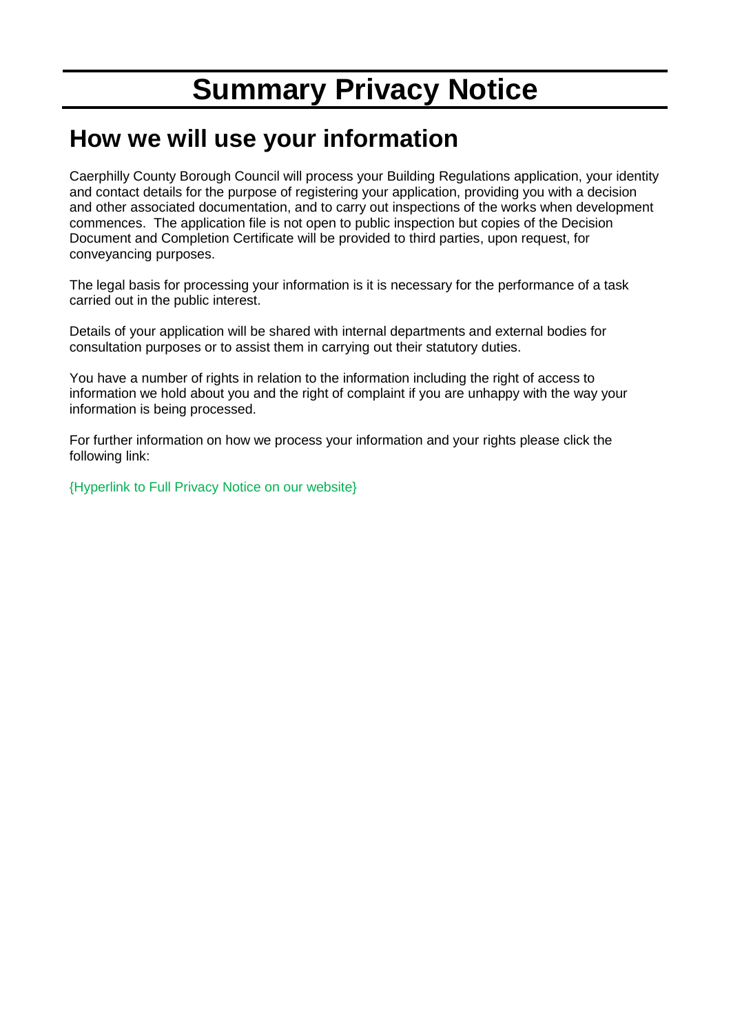# Summary Privacy Notice

## How we will use your information

Caerphilly County Borough Council will process your Building Regulations application, your identity and contact details for the purpose of registering your application, providing you with a decision and other associated documentation, and to carry out inspections of the works when development commences. The application file is not open to public inspection but copies of the Decision Document and Completion Certificate will be provided to third parties, upon request, for conveyancing purposes.

The legal basis for processing your information is it is necessary for the performance of a task carried out in the public interest.

Details of your application will be shared with internal departments and external bodies for consultation purposes or to assist them in carrying out their statutory duties.

You have a number of rights in relation to the information including the right of access to information we hold about you and the right of complaint if you are unhappy with the way your information is being processed.

For further information on how we process your information and your rights please click the following link:

{Hyperlink to Full Privacy Notice on our website}